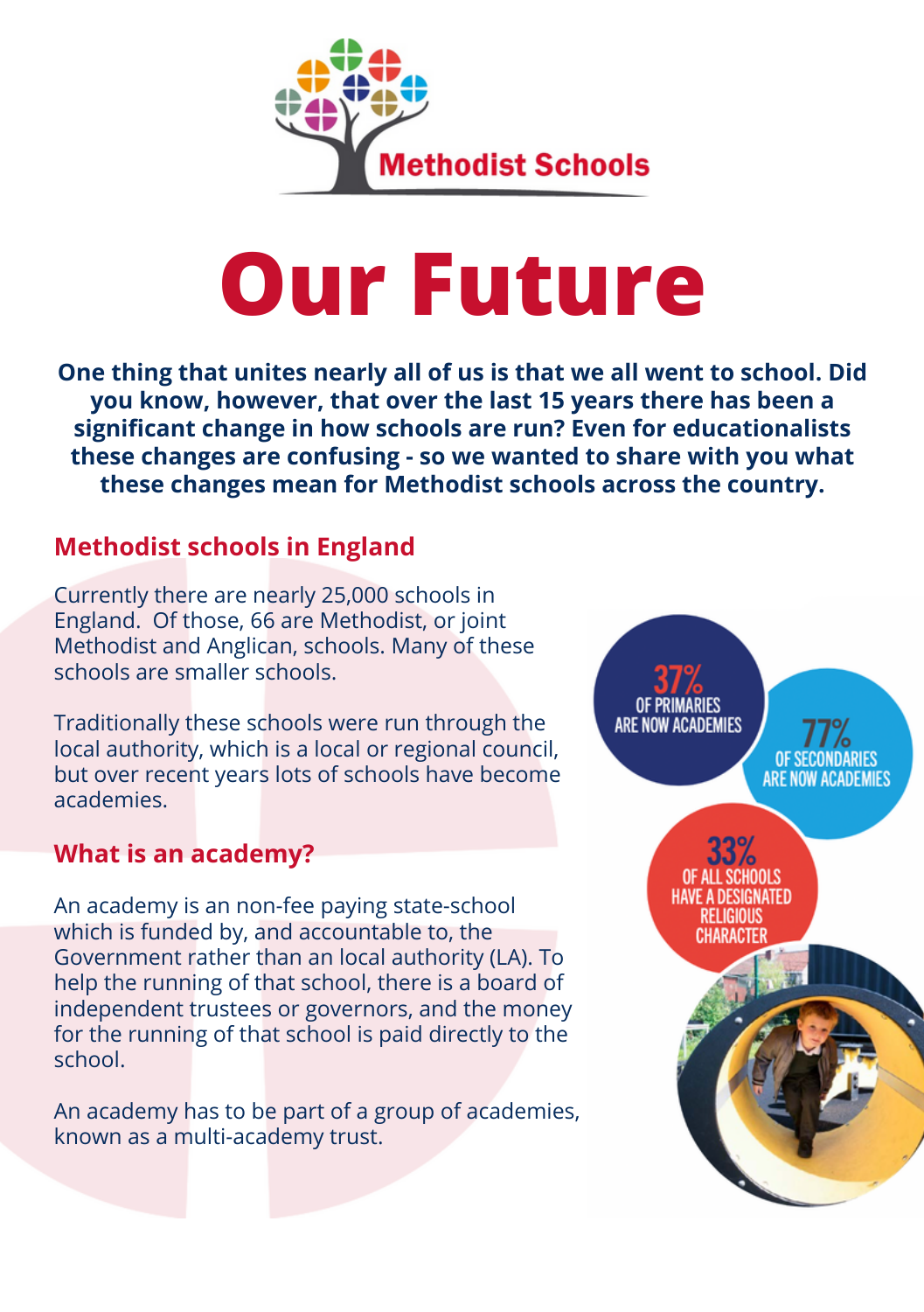Methodist Schools

# Our Future

**One thing that unites nearly all of us is that we all went to school. Did you know, however, that over the last 15 years there has been a significant change in how schools are run? Even for educationalists these changes are confusing - so we wanted to share with you what these changes mean for Methodist schools across the country.**

## Methodist schools in England

Currently there are nearly 25,000 schools in England. Of those, 66 are Methodist, or joint Methodist and Anglican, schools. Many of these schools are smaller schools.

Traditionally these schools were run through the local authority, which is a local or regional council, but over recent years lots of schools have become academies.

## What is an academy?

An academy is an non-fee paying state-school which is funded by, and accountable to, the Government rather than an local authority (LA). To help the running of that school, there is a board of independent trustees or governors, and the money for the running of that school is paid directly to the school.

An academy has to be part of a group of academies, known as a multi-academy trust.

**37%** OF PRIMARIES ARE NOW ACADEMIES

**77%** OF SECONDARIES ARE NOW ACADEMIES

**33%** OF ALL SCHOOLS HAVE A DESIGNATED RELIGIOUS CHARACTER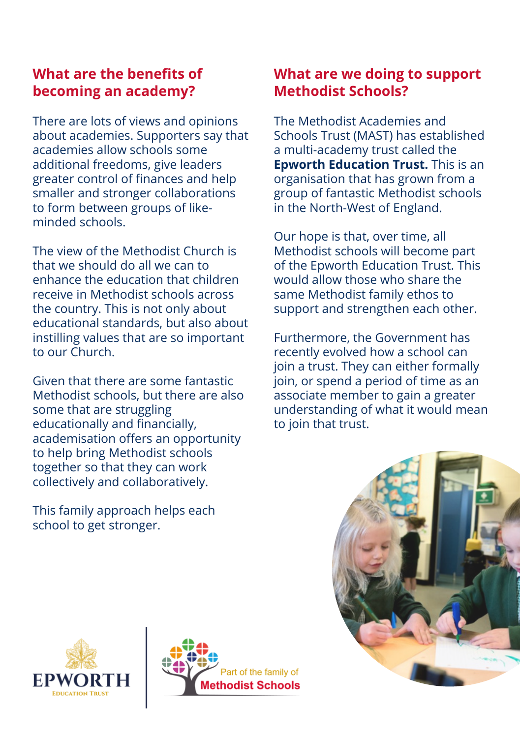## What are the benefits of becoming an academy?

There are lots of views and opinions about academies. Supporters say that academies allow schools some additional freedoms, give leaders greater control of finances and help smaller and stronger collaborations to form between groups of like-minded schools.

The view of the Methodist Church is that we should do all we can to enhance the education that children receive in Methodist schools across the country. This is not only about educational standards, but also about instilling values that are so important to our Church.

Given that there are some fantastic Methodist schools, but there are also some that are struggling educationally and financially, academisation offers an opportunity to help bring Methodist schools together so that they can work collectively and collaboratively.

This family approach helps each school to get stronger.

## What are we doing to support Methodist Schools?

The Methodist Academies and Schools Trust (MAST) has established a multi-academy trust called the **Epworth Education Trust.** This is an organisation that has grown from a group of fantastic Methodist schools in the North-West of England.

Our hope is that, over time, all Methodist schools will become part of the Epworth Education Trust. This would allow those who share the same Methodist family ethos to support and strengthen each other.

Furthermore, the Government has recently evolved how a school can join a trust. They can either formally join, or spend a period of time as an associate member to gain a greater understanding of what it would mean to join that trust.

EPWORTH EDUCATION TRUST

Part of the family of Methodist Schools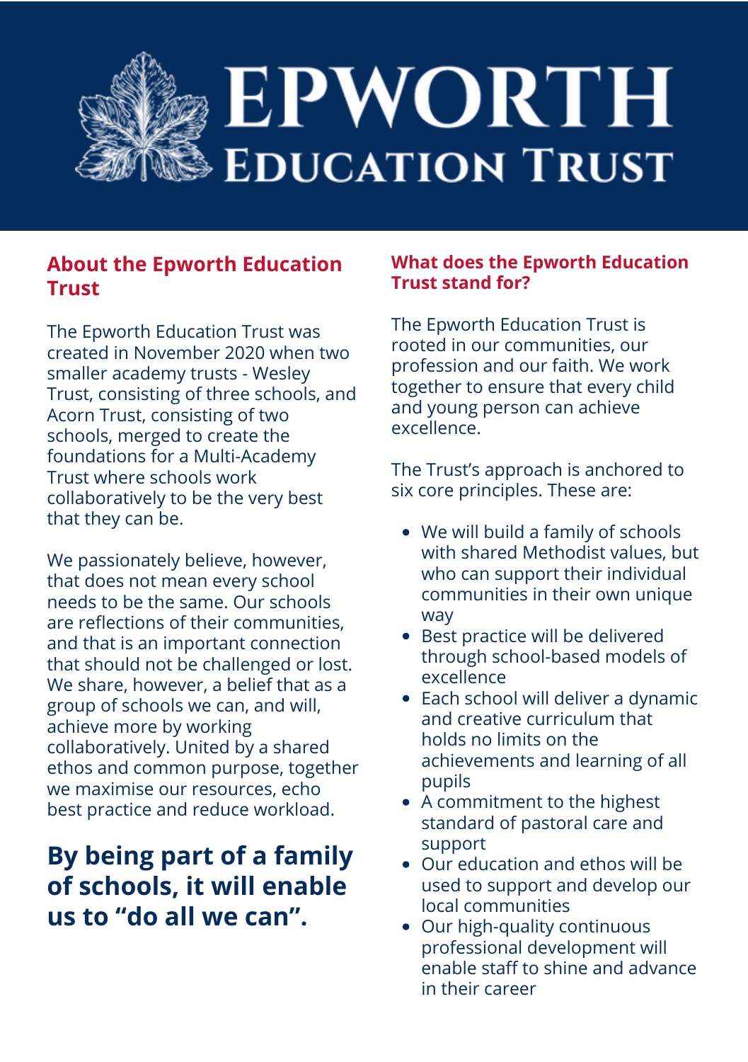# EPWORTH EDUCATION TRUST

## About the Epworth Education Trust

The Epworth Education Trust was created in November 2020 when two smaller academy trusts - Wesley Trust, consisting of three schools, and Acorn Trust, consisting of two schools, merged to create the foundations for a Multi-Academy Trust where schools work collaboratively to be the very best that they can be.

We passionately believe, however, that does not mean every school needs to be the same. Our schools are reflections of their communities, and that is an important connection that should not be challenged or lost. We share, however, a belief that as a group of schools we can, and will, achieve more by working collaboratively. United by a shared ethos and common purpose, together we maximise our resources, echo best practice and reduce workload.

**By being part of a family of schools, it will enable us to "do all we can".**

## What does the Epworth Education Trust stand for?

The Epworth Education Trust is rooted in our communities, our profession and our faith. We work together to ensure that every child and young person can achieve excellence.

The Trust's approach is anchored to six core principles. These are:

- We will build a family of schools with shared Methodist values, but who can support their individual communities in their own unique way
- Best practice will be delivered through school-based models of excellence
- Each school will deliver a dynamic and creative curriculum that holds no limits on the achievements and learning of all pupils
- A commitment to the highest standard of pastoral care and support
- Our education and ethos will be used to support and develop our local communities
- Our high-quality continuous professional development will enable staff to shine and advance in their career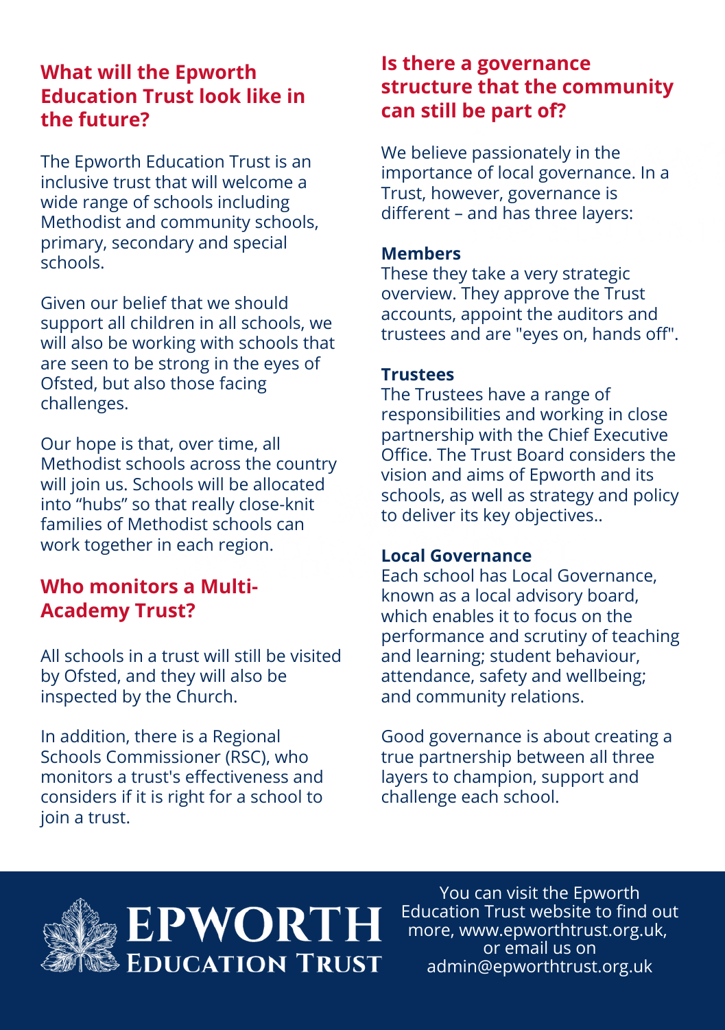## What will the Epworth Education Trust look like in the future?

The Epworth Education Trust is an inclusive trust that will welcome a wide range of schools including Methodist and community schools, primary, secondary and special schools.

Given our belief that we should support all children in all schools, we will also be working with schools that are seen to be strong in the eyes of Ofsted, but also those facing challenges.

Our hope is that, over time, all Methodist schools across the country will join us. Schools will be allocated into "hubs" so that really close-knit families of Methodist schools can work together in each region.

## Who monitors a Multi-Academy Trust?

All schools in a trust will still be visited by Ofsted, and they will also be inspected by the Church.

In addition, there is a Regional Schools Commissioner (RSC), who monitors a trust's effectiveness and considers if it is right for a school to join a trust.

## Is there a governance structure that the community can still be part of?

We believe passionately in the importance of local governance. In a Trust, however, governance is different – and has three layers:

### Members

These they take a very strategic overview. They approve the Trust accounts, appoint the auditors and trustees and are "eyes on, hands off".

### Trustees

The Trustees have a range of responsibilities and working in close partnership with the Chief Executive Office. The Trust Board considers the vision and aims of Epworth and its schools, as well as strategy and policy to deliver its key objectives..

### Local Governance

Each school has Local Governance, known as a local advisory board, which enables it to focus on the performance and scrutiny of teaching and learning; student behaviour, attendance, safety and wellbeing; and community relations.

Good governance is about creating a true partnership between all three layers to champion, support and challenge each school.

**EPWORTH EDUCATION TRUST**

You can visit the Epworth Education Trust website to find out more, www.epworthtrust.org.uk, or email us on admin@epworthtrust.org.uk